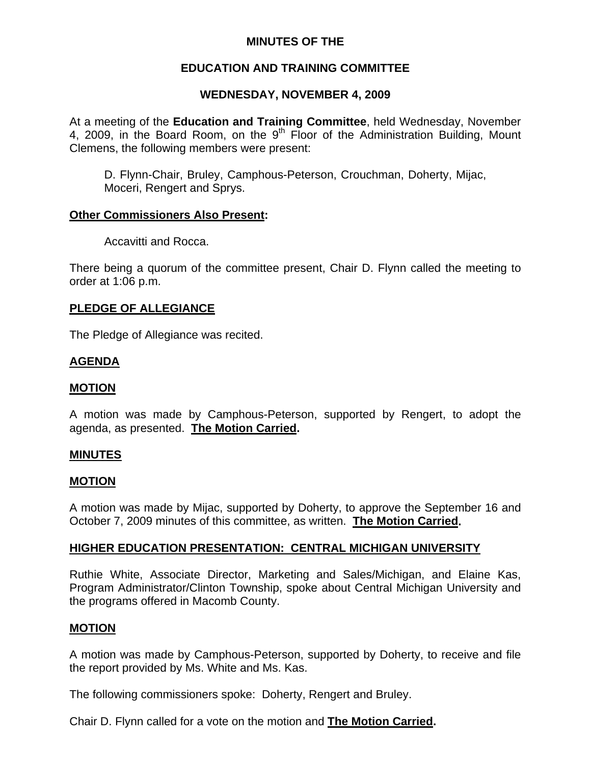# MINUTES OF THE

# EDUCATION AND TRAINING COMMITTEE

## WEDNESDAY, NOVEMBER 4, 2009

At a meeting of the **Education and Training Committee**, held Wednesday, November 4, 2009, in the Board Room, on the 9th Floor of the Administration Building, Mount Clemens, the following members were present:

D. Flynn-Chair, Bruley, Camphous-Peterson, Crouchman, Doherty, Mijac, Moceri, Rengert and Sprys.

**Other Commissioners Also Present:**

Accavitti and Rocca.

There being a quorum of the committee present, Chair D. Flynn called the meeting to order at 1:06 p.m.

**PLEDGE OF ALLEGIANCE**

The Pledge of Allegiance was recited.

**AGENDA**

**MOTION**

A motion was made by Camphous-Peterson, supported by Rengert, to adopt the agenda, as presented. **The Motion Carried.**

**MINUTES**

**MOTION**

A motion was made by Mijac, supported by Doherty, to approve the September 16 and October 7, 2009 minutes of this committee, as written. **The Motion Carried.**

**HIGHER EDUCATION PRESENTATION: CENTRAL MICHIGAN UNIVERSITY**

Ruthie White, Associate Director, Marketing and Sales/Michigan, and Elaine Kas, Program Administrator/Clinton Township, spoke about Central Michigan University and the programs offered in Macomb County.

**MOTION**

A motion was made by Camphous-Peterson, supported by Doherty, to receive and file the report provided by Ms. White and Ms. Kas.

The following commissioners spoke: Doherty, Rengert and Bruley.

Chair D. Flynn called for a vote on the motion and **The Motion Carried.**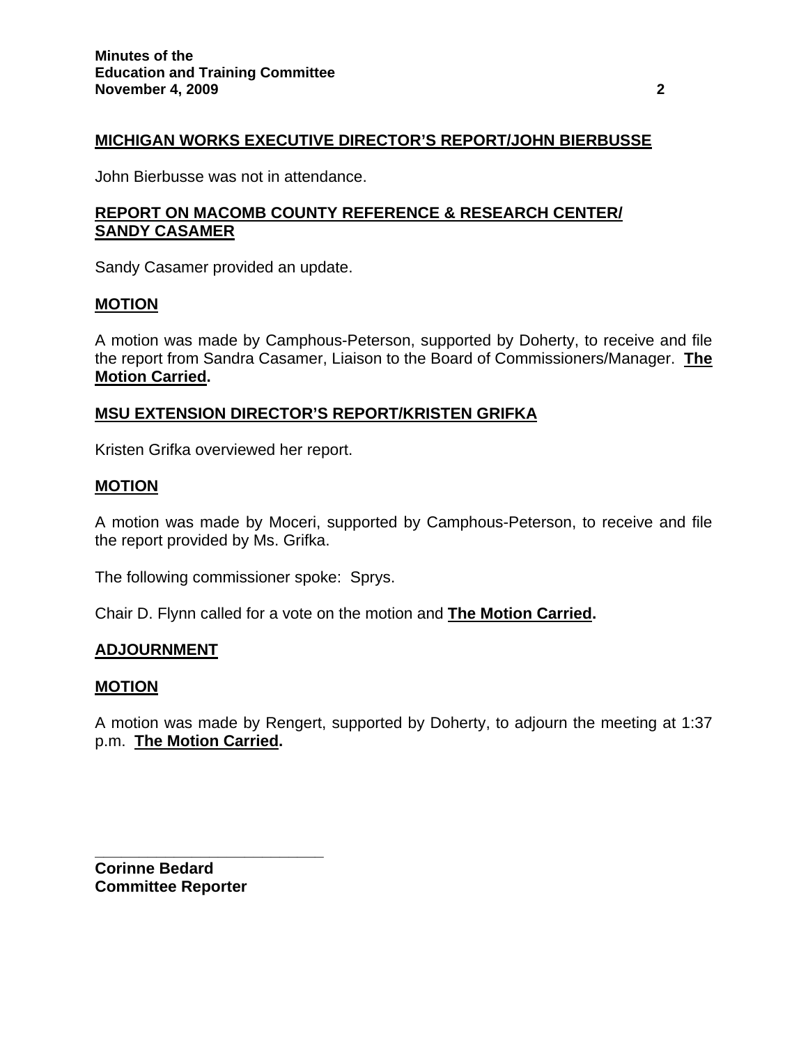## MICHIGAN WORKS EXECUTIVE DIRECTOR'S REPORT/JOHN BIERBUSSE

John Bierbusse was not in attendance.

## REPORT ON MACOMB COUNTY REFERENCE & RESEARCH CENTER/ SANDY CASAMER

Sandy Casamer provided an update.

### MOTION

A motion was made by Camphous-Peterson, supported by Doherty, to receive and file the report from Sandra Casamer, Liaison to the Board of Commissioners/Manager. **The Motion Carried.**

## MSU EXTENSION DIRECTOR'S REPORT/KRISTEN GRIFKA

Kristen Grifka overviewed her report.

### MOTION

A motion was made by Moceri, supported by Camphous-Peterson, to receive and file the report provided by Ms. Grifka.

The following commissioner spoke: Sprys.

Chair D. Flynn called for a vote on the motion and **The Motion Carried.**

## ADJOURNMENT

### MOTION

A motion was made by Rengert, supported by Doherty, to adjourn the meeting at 1:37 p.m. **The Motion Carried.**

\_\_\_\_\_\_\_\_\_\_\_\_\_\_\_\_\_\_\_\_\_\_\_\_\_\_\_\_

**Corinne Bedard**
**Committee Reporter**